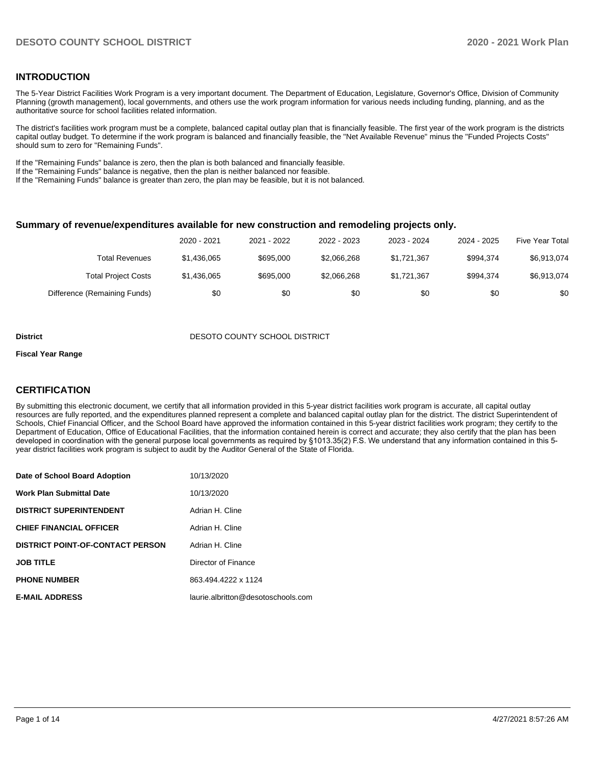## INTRODUCTION

The 5-Year District Facilities Work Program is a very important document. The Department of Education, Legislature, Governor's Office, Division of Community Planning (growth management), local governments, and others use the work program information for various needs including funding, planning, and as the authoritative source for school facilities related information.

The district's facilities work program must be a complete, balanced capital outlay plan that is financially feasible. The first year of the work program is the districts capital outlay budget. To determine if the work program is balanced and financially feasible, the "Net Available Revenue" minus the "Funded Projects Costs" should sum to zero for "Remaining Funds".

If the "Remaining Funds" balance is zero, then the plan is both balanced and financially feasible.
If the "Remaining Funds" balance is negative, then the plan is neither balanced nor feasible.
If the "Remaining Funds" balance is greater than zero, the plan may be feasible, but it is not balanced.

### Summary of revenue/expenditures available for new construction and remodeling projects only.

| | 2020 - 2021 | 2021 - 2022 | 2022 - 2023 | 2023 - 2024 | 2024 - 2025 | Five Year Total |
|---|---|---|---|---|---|---|
| Total Revenues | $1,436,065 | $695,000 | $2,066,268 | $1,721,367 | $994,374 | $6,913,074 |
| Total Project Costs | $1,436,065 | $695,000 | $2,066,268 | $1,721,367 | $994,374 | $6,913,074 |
| Difference (Remaining Funds) | $0 | $0 | $0 | $0 | $0 | $0 |

**District** DESOTO COUNTY SCHOOL DISTRICT

**Fiscal Year Range**

## CERTIFICATION

By submitting this electronic document, we certify that all information provided in this 5-year district facilities work program is accurate, all capital outlay resources are fully reported, and the expenditures planned represent a complete and balanced capital outlay plan for the district. The district Superintendent of Schools, Chief Financial Officer, and the School Board have approved the information contained in this 5-year district facilities work program; they certify to the Department of Education, Office of Educational Facilities, that the information contained herein is correct and accurate; they also certify that the plan has been developed in coordination with the general purpose local governments as required by §1013.35(2) F.S. We understand that any information contained in this 5-year district facilities work program is subject to audit by the Auditor General of the State of Florida.

| | |
|---|---|
| **Date of School Board Adoption** | 10/13/2020 |
| **Work Plan Submittal Date** | 10/13/2020 |
| **DISTRICT SUPERINTENDENT** | Adrian H. Cline |
| **CHIEF FINANCIAL OFFICER** | Adrian H. Cline |
| **DISTRICT POINT-OF-CONTACT PERSON** | Adrian H. Cline |
| **JOB TITLE** | Director of Finance |
| **PHONE NUMBER** | 863.494.4222 x 1124 |
| **E-MAIL ADDRESS** | laurie.albritton@desotoschools.com |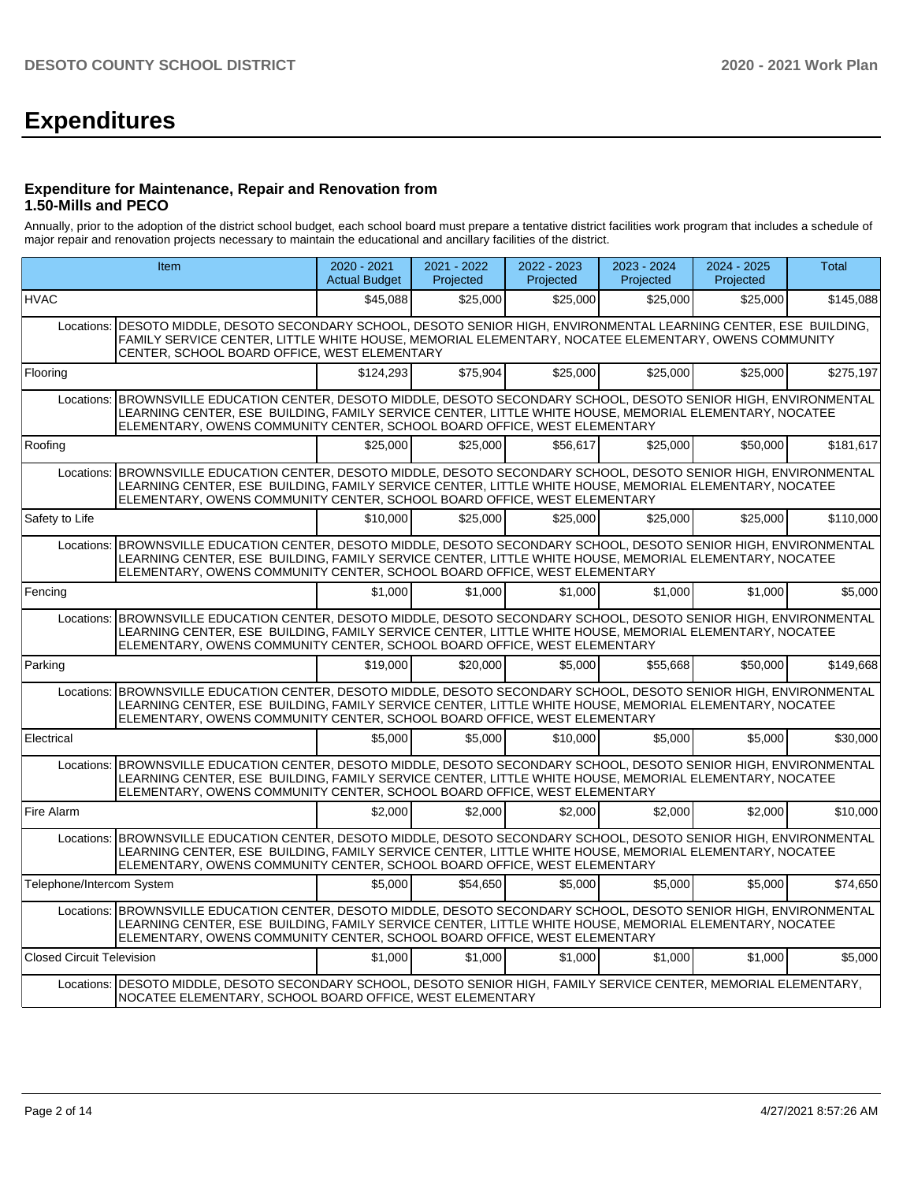# Expenditures

### Expenditure for Maintenance, Repair and Renovation from 1.50-Mills and PECO

Annually, prior to the adoption of the district school budget, each school board must prepare a tentative district facilities work program that includes a schedule of major repair and renovation projects necessary to maintain the educational and ancillary facilities of the district.

| Item | | 2020 - 2021 Actual Budget | 2021 - 2022 Projected | 2022 - 2023 Projected | 2023 - 2024 Projected | 2024 - 2025 Projected | Total |
|---|---|---|---|---|---|---|---|
| HVAC | | $45,088 | $25,000 | $25,000 | $25,000 | $25,000 | $145,088 |
| Locations: | DESOTO MIDDLE, DESOTO SECONDARY SCHOOL, DESOTO SENIOR HIGH, ENVIRONMENTAL LEARNING CENTER, ESE BUILDING, FAMILY SERVICE CENTER, LITTLE WHITE HOUSE, MEMORIAL ELEMENTARY, NOCATEE ELEMENTARY, OWENS COMMUNITY CENTER, SCHOOL BOARD OFFICE, WEST ELEMENTARY | | | | | | |
| Flooring | | $124,293 | $75,904 | $25,000 | $25,000 | $25,000 | $275,197 |
| Locations: | BROWNSVILLE EDUCATION CENTER, DESOTO MIDDLE, DESOTO SECONDARY SCHOOL, DESOTO SENIOR HIGH, ENVIRONMENTAL LEARNING CENTER, ESE BUILDING, FAMILY SERVICE CENTER, LITTLE WHITE HOUSE, MEMORIAL ELEMENTARY, NOCATEE ELEMENTARY, OWENS COMMUNITY CENTER, SCHOOL BOARD OFFICE, WEST ELEMENTARY | | | | | | |
| Roofing | | $25,000 | $25,000 | $56,617 | $25,000 | $50,000 | $181,617 |
| Locations: | BROWNSVILLE EDUCATION CENTER, DESOTO MIDDLE, DESOTO SECONDARY SCHOOL, DESOTO SENIOR HIGH, ENVIRONMENTAL LEARNING CENTER, ESE BUILDING, FAMILY SERVICE CENTER, LITTLE WHITE HOUSE, MEMORIAL ELEMENTARY, NOCATEE ELEMENTARY, OWENS COMMUNITY CENTER, SCHOOL BOARD OFFICE, WEST ELEMENTARY | | | | | | |
| Safety to Life | | $10,000 | $25,000 | $25,000 | $25,000 | $25,000 | $110,000 |
| Locations: | BROWNSVILLE EDUCATION CENTER, DESOTO MIDDLE, DESOTO SECONDARY SCHOOL, DESOTO SENIOR HIGH, ENVIRONMENTAL LEARNING CENTER, ESE BUILDING, FAMILY SERVICE CENTER, LITTLE WHITE HOUSE, MEMORIAL ELEMENTARY, NOCATEE ELEMENTARY, OWENS COMMUNITY CENTER, SCHOOL BOARD OFFICE, WEST ELEMENTARY | | | | | | |
| Fencing | | $1,000 | $1,000 | $1,000 | $1,000 | $1,000 | $5,000 |
| Locations: | BROWNSVILLE EDUCATION CENTER, DESOTO MIDDLE, DESOTO SECONDARY SCHOOL, DESOTO SENIOR HIGH, ENVIRONMENTAL LEARNING CENTER, ESE BUILDING, FAMILY SERVICE CENTER, LITTLE WHITE HOUSE, MEMORIAL ELEMENTARY, NOCATEE ELEMENTARY, OWENS COMMUNITY CENTER, SCHOOL BOARD OFFICE, WEST ELEMENTARY | | | | | | |
| Parking | | $19,000 | $20,000 | $5,000 | $55,668 | $50,000 | $149,668 |
| Locations: | BROWNSVILLE EDUCATION CENTER, DESOTO MIDDLE, DESOTO SECONDARY SCHOOL, DESOTO SENIOR HIGH, ENVIRONMENTAL LEARNING CENTER, ESE BUILDING, FAMILY SERVICE CENTER, LITTLE WHITE HOUSE, MEMORIAL ELEMENTARY, NOCATEE ELEMENTARY, OWENS COMMUNITY CENTER, SCHOOL BOARD OFFICE, WEST ELEMENTARY | | | | | | |
| Electrical | | $5,000 | $5,000 | $10,000 | $5,000 | $5,000 | $30,000 |
| Locations: | BROWNSVILLE EDUCATION CENTER, DESOTO MIDDLE, DESOTO SECONDARY SCHOOL, DESOTO SENIOR HIGH, ENVIRONMENTAL LEARNING CENTER, ESE BUILDING, FAMILY SERVICE CENTER, LITTLE WHITE HOUSE, MEMORIAL ELEMENTARY, NOCATEE ELEMENTARY, OWENS COMMUNITY CENTER, SCHOOL BOARD OFFICE, WEST ELEMENTARY | | | | | | |
| Fire Alarm | | $2,000 | $2,000 | $2,000 | $2,000 | $2,000 | $10,000 |
| Locations: | BROWNSVILLE EDUCATION CENTER, DESOTO MIDDLE, DESOTO SECONDARY SCHOOL, DESOTO SENIOR HIGH, ENVIRONMENTAL LEARNING CENTER, ESE BUILDING, FAMILY SERVICE CENTER, LITTLE WHITE HOUSE, MEMORIAL ELEMENTARY, NOCATEE ELEMENTARY, OWENS COMMUNITY CENTER, SCHOOL BOARD OFFICE, WEST ELEMENTARY | | | | | | |
| Telephone/Intercom System | | $5,000 | $54,650 | $5,000 | $5,000 | $5,000 | $74,650 |
| Locations: | BROWNSVILLE EDUCATION CENTER, DESOTO MIDDLE, DESOTO SECONDARY SCHOOL, DESOTO SENIOR HIGH, ENVIRONMENTAL LEARNING CENTER, ESE BUILDING, FAMILY SERVICE CENTER, LITTLE WHITE HOUSE, MEMORIAL ELEMENTARY, NOCATEE ELEMENTARY, OWENS COMMUNITY CENTER, SCHOOL BOARD OFFICE, WEST ELEMENTARY | | | | | | |
| Closed Circuit Television | | $1,000 | $1,000 | $1,000 | $1,000 | $1,000 | $5,000 |
| Locations: | DESOTO MIDDLE, DESOTO SECONDARY SCHOOL, DESOTO SENIOR HIGH, FAMILY SERVICE CENTER, MEMORIAL ELEMENTARY, NOCATEE ELEMENTARY, SCHOOL BOARD OFFICE, WEST ELEMENTARY | | | | | | |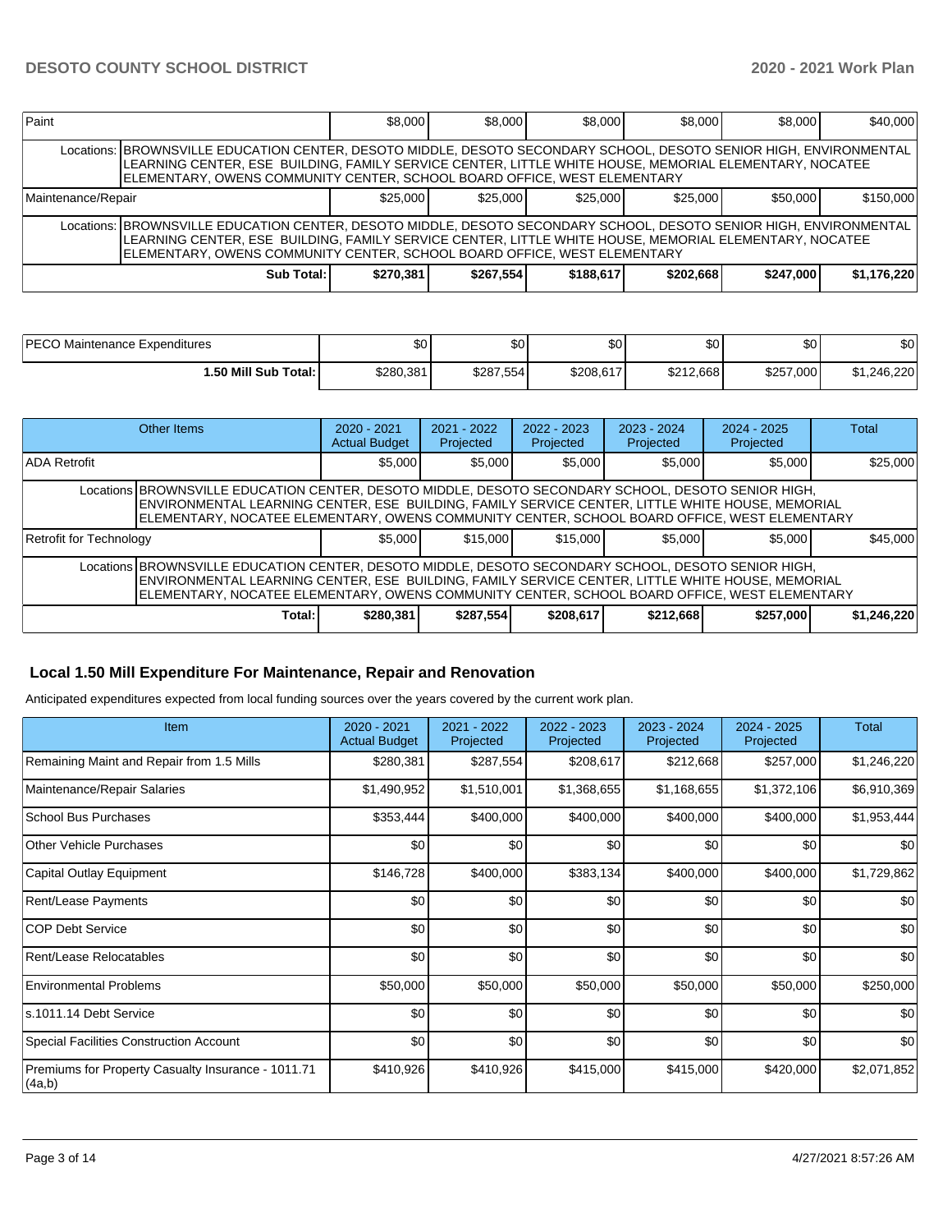| | | | | | | |
|---|---|---|---|---|---|---|
| Paint | $8,000 | $8,000 | $8,000 | $8,000 | $8,000 | $40,000 |
| Locations: BROWNSVILLE EDUCATION CENTER, DESOTO MIDDLE, DESOTO SECONDARY SCHOOL, DESOTO SENIOR HIGH, ENVIRONMENTAL LEARNING CENTER, ESE BUILDING, FAMILY SERVICE CENTER, LITTLE WHITE HOUSE, MEMORIAL ELEMENTARY, NOCATEE ELEMENTARY, OWENS COMMUNITY CENTER, SCHOOL BOARD OFFICE, WEST ELEMENTARY | | | | | | |
| Maintenance/Repair | $25,000 | $25,000 | $25,000 | $25,000 | $50,000 | $150,000 |
| Locations: BROWNSVILLE EDUCATION CENTER, DESOTO MIDDLE, DESOTO SECONDARY SCHOOL, DESOTO SENIOR HIGH, ENVIRONMENTAL LEARNING CENTER, ESE BUILDING, FAMILY SERVICE CENTER, LITTLE WHITE HOUSE, MEMORIAL ELEMENTARY, NOCATEE ELEMENTARY, OWENS COMMUNITY CENTER, SCHOOL BOARD OFFICE, WEST ELEMENTARY | | | | | | |
| **Sub Total:** | **$270,381** | **$267,554** | **$188,617** | **$202,668** | **$247,000** | **$1,176,220** |

| | | | | | | |
|---|---|---|---|---|---|---|
| PECO Maintenance Expenditures | $0 | $0 | $0 | $0 | $0 | $0 |
| **1.50 Mill Sub Total:** | $280,381 | $287,554 | $208,617 | $212,668 | $257,000 | $1,246,220 |

| Other Items | 2020 - 2021 Actual Budget | 2021 - 2022 Projected | 2022 - 2023 Projected | 2023 - 2024 Projected | 2024 - 2025 Projected | Total |
|---|---|---|---|---|---|---|
| ADA Retrofit | $5,000 | $5,000 | $5,000 | $5,000 | $5,000 | $25,000 |
| Locations BROWNSVILLE EDUCATION CENTER, DESOTO MIDDLE, DESOTO SECONDARY SCHOOL, DESOTO SENIOR HIGH, ENVIRONMENTAL LEARNING CENTER, ESE BUILDING, FAMILY SERVICE CENTER, LITTLE WHITE HOUSE, MEMORIAL ELEMENTARY, NOCATEE ELEMENTARY, OWENS COMMUNITY CENTER, SCHOOL BOARD OFFICE, WEST ELEMENTARY | | | | | | |
| Retrofit for Technology | $5,000 | $15,000 | $15,000 | $5,000 | $5,000 | $45,000 |
| Locations BROWNSVILLE EDUCATION CENTER, DESOTO MIDDLE, DESOTO SECONDARY SCHOOL, DESOTO SENIOR HIGH, ENVIRONMENTAL LEARNING CENTER, ESE BUILDING, FAMILY SERVICE CENTER, LITTLE WHITE HOUSE, MEMORIAL ELEMENTARY, NOCATEE ELEMENTARY, OWENS COMMUNITY CENTER, SCHOOL BOARD OFFICE, WEST ELEMENTARY | | | | | | |
| **Total:** | **$280,381** | **$287,554** | **$208,617** | **$212,668** | **$257,000** | **$1,246,220** |

## Local 1.50 Mill Expenditure For Maintenance, Repair and Renovation

Anticipated expenditures expected from local funding sources over the years covered by the current work plan.

| Item | 2020 - 2021 Actual Budget | 2021 - 2022 Projected | 2022 - 2023 Projected | 2023 - 2024 Projected | 2024 - 2025 Projected | Total |
|---|---|---|---|---|---|---|
| Remaining Maint and Repair from 1.5 Mills | $280,381 | $287,554 | $208,617 | $212,668 | $257,000 | $1,246,220 |
| Maintenance/Repair Salaries | $1,490,952 | $1,510,001 | $1,368,655 | $1,168,655 | $1,372,106 | $6,910,369 |
| School Bus Purchases | $353,444 | $400,000 | $400,000 | $400,000 | $400,000 | $1,953,444 |
| Other Vehicle Purchases | $0 | $0 | $0 | $0 | $0 | $0 |
| Capital Outlay Equipment | $146,728 | $400,000 | $383,134 | $400,000 | $400,000 | $1,729,862 |
| Rent/Lease Payments | $0 | $0 | $0 | $0 | $0 | $0 |
| COP Debt Service | $0 | $0 | $0 | $0 | $0 | $0 |
| Rent/Lease Relocatables | $0 | $0 | $0 | $0 | $0 | $0 |
| Environmental Problems | $50,000 | $50,000 | $50,000 | $50,000 | $50,000 | $250,000 |
| s.1011.14 Debt Service | $0 | $0 | $0 | $0 | $0 | $0 |
| Special Facilities Construction Account | $0 | $0 | $0 | $0 | $0 | $0 |
| Premiums for Property Casualty Insurance - 1011.71 (4a,b) | $410,926 | $410,926 | $415,000 | $415,000 | $420,000 | $2,071,852 |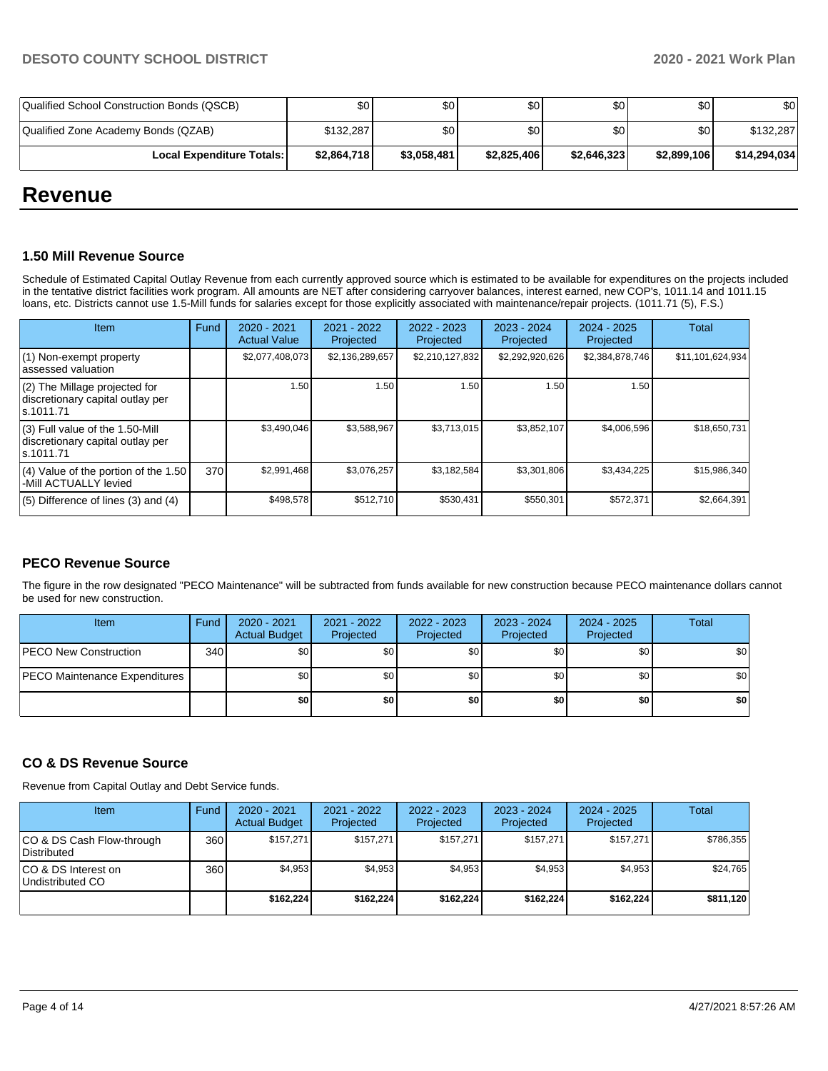| | | | | | | |
|---|---|---|---|---|---|---|
| Qualified School Construction Bonds (QSCB) | $0 | $0 | $0 | $0 | $0 | $0 |
| Qualified Zone Academy Bonds (QZAB) | $132,287 | $0 | $0 | $0 | $0 | $132,287 |
| **Local Expenditure Totals:** | **$2,864,718** | **$3,058,481** | **$2,825,406** | **$2,646,323** | **$2,899,106** | **$14,294,034** |

# Revenue

### 1.50 Mill Revenue Source

Schedule of Estimated Capital Outlay Revenue from each currently approved source which is estimated to be available for expenditures on the projects included in the tentative district facilities work program. All amounts are NET after considering carryover balances, interest earned, new COP's, 1011.14 and 1011.15 loans, etc. Districts cannot use 1.5-Mill funds for salaries except for those explicitly associated with maintenance/repair projects. (1011.71 (5), F.S.)

| Item | Fund | 2020 - 2021 Actual Value | 2021 - 2022 Projected | 2022 - 2023 Projected | 2023 - 2024 Projected | 2024 - 2025 Projected | Total |
|---|---|---|---|---|---|---|---|
| (1) Non-exempt property assessed valuation | | $2,077,408,073 | $2,136,289,657 | $2,210,127,832 | $2,292,920,626 | $2,384,878,746 | $11,101,624,934 |
| (2) The Millage projected for discretionary capital outlay per s.1011.71 | | 1.50 | 1.50 | 1.50 | 1.50 | 1.50 | |
| (3) Full value of the 1.50-Mill discretionary capital outlay per s.1011.71 | | $3,490,046 | $3,588,967 | $3,713,015 | $3,852,107 | $4,006,596 | $18,650,731 |
| (4) Value of the portion of the 1.50 -Mill ACTUALLY levied | 370 | $2,991,468 | $3,076,257 | $3,182,584 | $3,301,806 | $3,434,225 | $15,986,340 |
| (5) Difference of lines (3) and (4) | | $498,578 | $512,710 | $530,431 | $550,301 | $572,371 | $2,664,391 |

### PECO Revenue Source

The figure in the row designated "PECO Maintenance" will be subtracted from funds available for new construction because PECO maintenance dollars cannot be used for new construction.

| Item | Fund | 2020 - 2021 Actual Budget | 2021 - 2022 Projected | 2022 - 2023 Projected | 2023 - 2024 Projected | 2024 - 2025 Projected | Total |
|---|---|---|---|---|---|---|---|
| PECO New Construction | 340 | $0 | $0 | $0 | $0 | $0 | $0 |
| PECO Maintenance Expenditures | | $0 | $0 | $0 | $0 | $0 | $0 |
| | | **$0** | **$0** | **$0** | **$0** | **$0** | **$0** |

### CO & DS Revenue Source

Revenue from Capital Outlay and Debt Service funds.

| Item | Fund | 2020 - 2021 Actual Budget | 2021 - 2022 Projected | 2022 - 2023 Projected | 2023 - 2024 Projected | 2024 - 2025 Projected | Total |
|---|---|---|---|---|---|---|---|
| CO & DS Cash Flow-through Distributed | 360 | $157,271 | $157,271 | $157,271 | $157,271 | $157,271 | $786,355 |
| CO & DS Interest on Undistributed CO | 360 | $4,953 | $4,953 | $4,953 | $4,953 | $4,953 | $24,765 |
| | | **$162,224** | **$162,224** | **$162,224** | **$162,224** | **$162,224** | **$811,120** |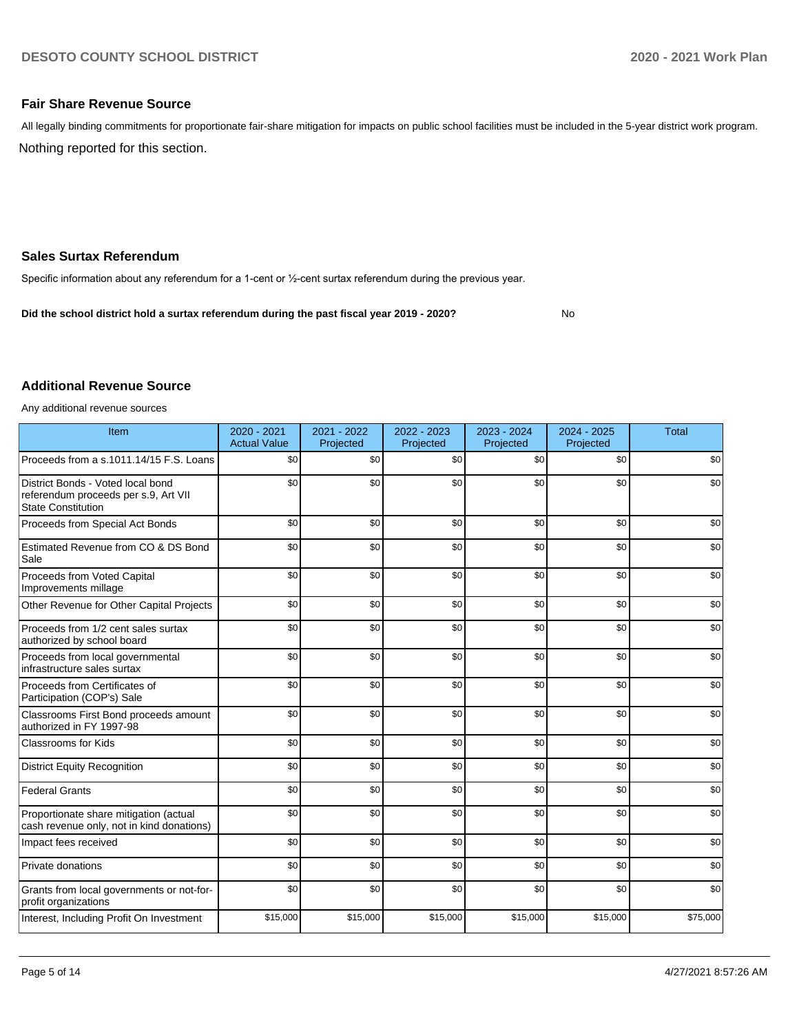## Fair Share Revenue Source

All legally binding commitments for proportionate fair-share mitigation for impacts on public school facilities must be included in the 5-year district work program.

Nothing reported for this section.

## Sales Surtax Referendum

Specific information about any referendum for a 1-cent or ½-cent surtax referendum during the previous year.

**Did the school district hold a surtax referendum during the past fiscal year 2019 - 2020?** No

## Additional Revenue Source

Any additional revenue sources

| Item | 2020 - 2021 Actual Value | 2021 - 2022 Projected | 2022 - 2023 Projected | 2023 - 2024 Projected | 2024 - 2025 Projected | Total |
|---|---|---|---|---|---|---|
| Proceeds from a s.1011.14/15 F.S. Loans | $0 | $0 | $0 | $0 | $0 | $0 |
| District Bonds - Voted local bond referendum proceeds per s.9, Art VII State Constitution | $0 | $0 | $0 | $0 | $0 | $0 |
| Proceeds from Special Act Bonds | $0 | $0 | $0 | $0 | $0 | $0 |
| Estimated Revenue from CO & DS Bond Sale | $0 | $0 | $0 | $0 | $0 | $0 |
| Proceeds from Voted Capital Improvements millage | $0 | $0 | $0 | $0 | $0 | $0 |
| Other Revenue for Other Capital Projects | $0 | $0 | $0 | $0 | $0 | $0 |
| Proceeds from 1/2 cent sales surtax authorized by school board | $0 | $0 | $0 | $0 | $0 | $0 |
| Proceeds from local governmental infrastructure sales surtax | $0 | $0 | $0 | $0 | $0 | $0 |
| Proceeds from Certificates of Participation (COP's) Sale | $0 | $0 | $0 | $0 | $0 | $0 |
| Classrooms First Bond proceeds amount authorized in FY 1997-98 | $0 | $0 | $0 | $0 | $0 | $0 |
| Classrooms for Kids | $0 | $0 | $0 | $0 | $0 | $0 |
| District Equity Recognition | $0 | $0 | $0 | $0 | $0 | $0 |
| Federal Grants | $0 | $0 | $0 | $0 | $0 | $0 |
| Proportionate share mitigation (actual cash revenue only, not in kind donations) | $0 | $0 | $0 | $0 | $0 | $0 |
| Impact fees received | $0 | $0 | $0 | $0 | $0 | $0 |
| Private donations | $0 | $0 | $0 | $0 | $0 | $0 |
| Grants from local governments or not-for-profit organizations | $0 | $0 | $0 | $0 | $0 | $0 |
| Interest, Including Profit On Investment | $15,000 | $15,000 | $15,000 | $15,000 | $15,000 | $75,000 |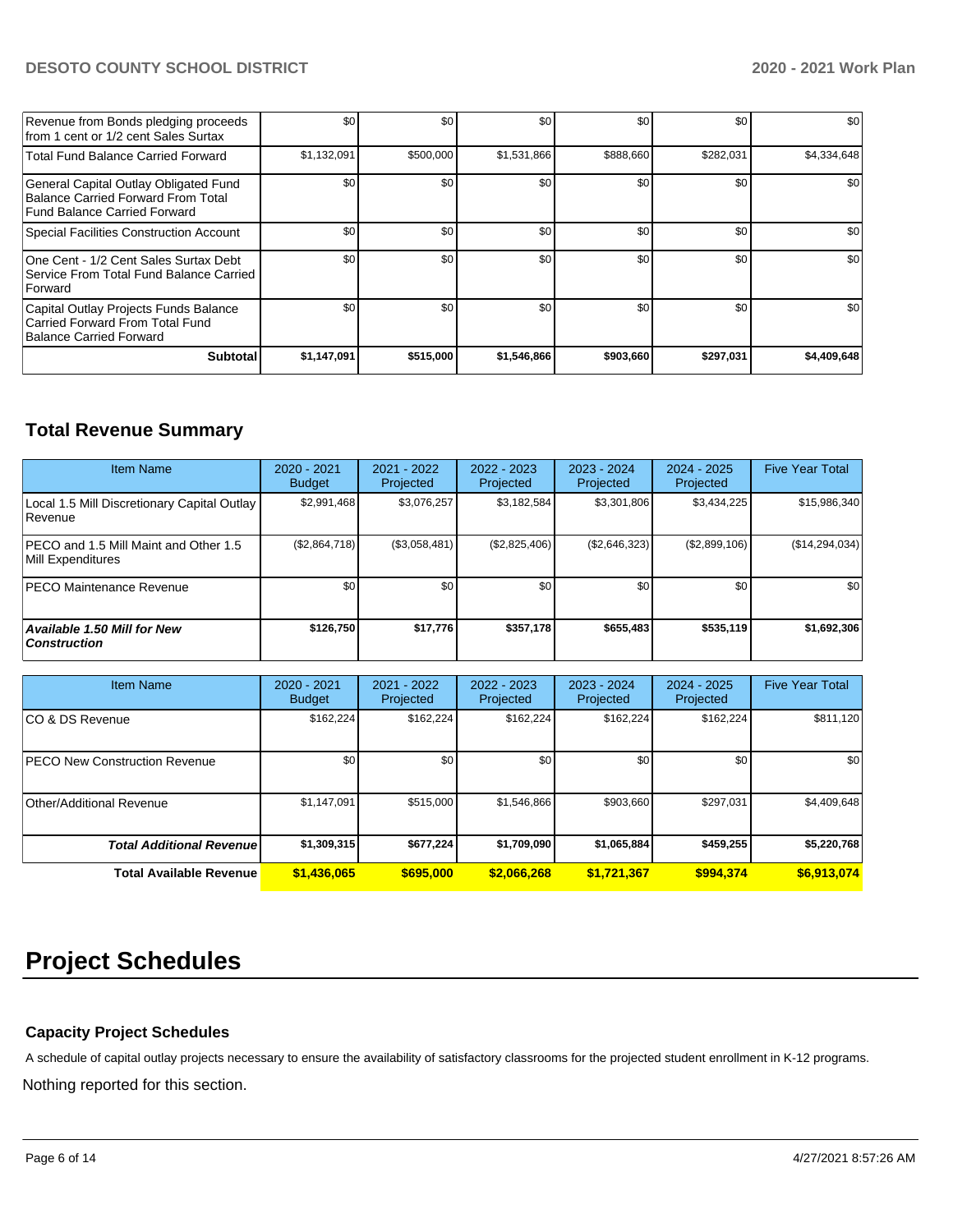| | | | | | | |
|---|---|---|---|---|---|---|
| Revenue from Bonds pledging proceeds from 1 cent or 1/2 cent Sales Surtax | $0 | $0 | $0 | $0 | $0 | $0 |
| Total Fund Balance Carried Forward | $1,132,091 | $500,000 | $1,531,866 | $888,660 | $282,031 | $4,334,648 |
| General Capital Outlay Obligated Fund Balance Carried Forward From Total Fund Balance Carried Forward | $0 | $0 | $0 | $0 | $0 | $0 |
| Special Facilities Construction Account | $0 | $0 | $0 | $0 | $0 | $0 |
| One Cent - 1/2 Cent Sales Surtax Debt Service From Total Fund Balance Carried Forward | $0 | $0 | $0 | $0 | $0 | $0 |
| Capital Outlay Projects Funds Balance Carried Forward From Total Fund Balance Carried Forward | $0 | $0 | $0 | $0 | $0 | $0 |
| **Subtotal** | **$1,147,091** | **$515,000** | **$1,546,866** | **$903,660** | **$297,031** | **$4,409,648** |

## Total Revenue Summary

| Item Name | 2020 - 2021 Budget | 2021 - 2022 Projected | 2022 - 2023 Projected | 2023 - 2024 Projected | 2024 - 2025 Projected | Five Year Total |
|---|---|---|---|---|---|---|
| Local 1.5 Mill Discretionary Capital Outlay Revenue | $2,991,468 | $3,076,257 | $3,182,584 | $3,301,806 | $3,434,225 | $15,986,340 |
| PECO and 1.5 Mill Maint and Other 1.5 Mill Expenditures | ($2,864,718) | ($3,058,481) | ($2,825,406) | ($2,646,323) | ($2,899,106) | ($14,294,034) |
| PECO Maintenance Revenue | $0 | $0 | $0 | $0 | $0 | $0 |
| ***Available 1.50 Mill for New Construction*** | **$126,750** | **$17,776** | **$357,178** | **$655,483** | **$535,119** | **$1,692,306** |

| Item Name | 2020 - 2021 Budget | 2021 - 2022 Projected | 2022 - 2023 Projected | 2023 - 2024 Projected | 2024 - 2025 Projected | Five Year Total |
|---|---|---|---|---|---|---|
| CO & DS Revenue | $162,224 | $162,224 | $162,224 | $162,224 | $162,224 | $811,120 |
| PECO New Construction Revenue | $0 | $0 | $0 | $0 | $0 | $0 |
| Other/Additional Revenue | $1,147,091 | $515,000 | $1,546,866 | $903,660 | $297,031 | $4,409,648 |
| ***Total Additional Revenue*** | **$1,309,315** | **$677,224** | **$1,709,090** | **$1,065,884** | **$459,255** | **$5,220,768** |
| **Total Available Revenue** | **$1,436,065** | **$695,000** | **$2,066,268** | **$1,721,367** | **$994,374** | **$6,913,074** |

# Project Schedules

### Capacity Project Schedules

A schedule of capital outlay projects necessary to ensure the availability of satisfactory classrooms for the projected student enrollment in K-12 programs.

Nothing reported for this section.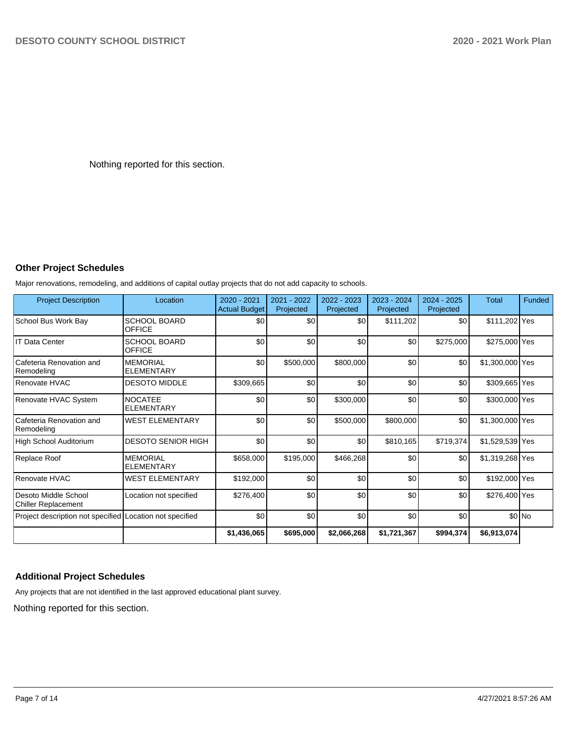Nothing reported for this section.

## Other Project Schedules

Major renovations, remodeling, and additions of capital outlay projects that do not add capacity to schools.

| Project Description | Location | 2020 - 2021 Actual Budget | 2021 - 2022 Projected | 2022 - 2023 Projected | 2023 - 2024 Projected | 2024 - 2025 Projected | Total | Funded |
|---|---|---|---|---|---|---|---|---|
| School Bus Work Bay | SCHOOL BOARD OFFICE | $0 | $0 | $0 | $111,202 | $0 | $111,202 | Yes |
| IT Data Center | SCHOOL BOARD OFFICE | $0 | $0 | $0 | $0 | $275,000 | $275,000 | Yes |
| Cafeteria Renovation and Remodeling | MEMORIAL ELEMENTARY | $0 | $500,000 | $800,000 | $0 | $0 | $1,300,000 | Yes |
| Renovate HVAC | DESOTO MIDDLE | $309,665 | $0 | $0 | $0 | $0 | $309,665 | Yes |
| Renovate HVAC System | NOCATEE ELEMENTARY | $0 | $0 | $300,000 | $0 | $0 | $300,000 | Yes |
| Cafeteria Renovation and Remodeling | WEST ELEMENTARY | $0 | $0 | $500,000 | $800,000 | $0 | $1,300,000 | Yes |
| High School Auditorium | DESOTO SENIOR HIGH | $0 | $0 | $0 | $810,165 | $719,374 | $1,529,539 | Yes |
| Replace Roof | MEMORIAL ELEMENTARY | $658,000 | $195,000 | $466,268 | $0 | $0 | $1,319,268 | Yes |
| Renovate HVAC | WEST ELEMENTARY | $192,000 | $0 | $0 | $0 | $0 | $192,000 | Yes |
| Desoto Middle School Chiller Replacement | Location not specified | $276,400 | $0 | $0 | $0 | $0 | $276,400 | Yes |
| Project description not specified | Location not specified | $0 | $0 | $0 | $0 | $0 | $0 | No |
| | | **$1,436,065** | **$695,000** | **$2,066,268** | **$1,721,367** | **$994,374** | **$6,913,074** | |

## Additional Project Schedules

Any projects that are not identified in the last approved educational plant survey.

Nothing reported for this section.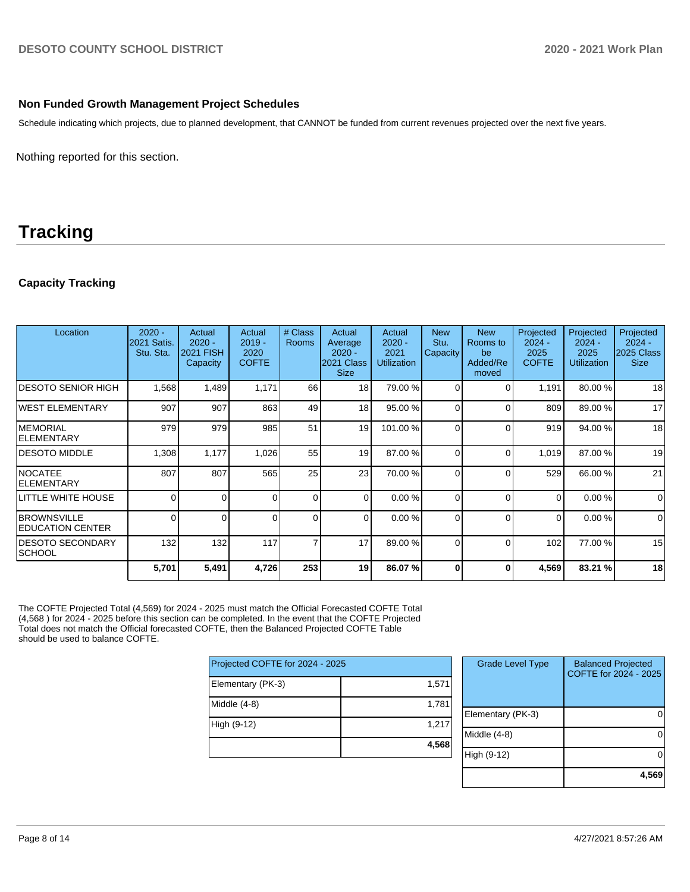### Non Funded Growth Management Project Schedules

Schedule indicating which projects, due to planned development, that CANNOT be funded from current revenues projected over the next five years.

Nothing reported for this section.

# Tracking

### Capacity Tracking

| Location | 2020 - 2021 Satis. Stu. Sta. | Actual 2020 - 2021 FISH Capacity | Actual 2019 - 2020 COFTE | # Class Rooms | Actual Average 2020 - 2021 Class Size | Actual 2020 - 2021 Utilization | New Stu. Capacity | New Rooms to be Added/Removed | Projected 2024 - 2025 COFTE | Projected 2024 - 2025 Utilization | Projected 2024 - 2025 Class Size |
|---|---|---|---|---|---|---|---|---|---|---|---|
| DESOTO SENIOR HIGH | 1,568 | 1,489 | 1,171 | 66 | 18 | 79.00 % | 0 | 0 | 1,191 | 80.00 % | 18 |
| WEST ELEMENTARY | 907 | 907 | 863 | 49 | 18 | 95.00 % | 0 | 0 | 809 | 89.00 % | 17 |
| MEMORIAL ELEMENTARY | 979 | 979 | 985 | 51 | 19 | 101.00 % | 0 | 0 | 919 | 94.00 % | 18 |
| DESOTO MIDDLE | 1,308 | 1,177 | 1,026 | 55 | 19 | 87.00 % | 0 | 0 | 1,019 | 87.00 % | 19 |
| NOCATEE ELEMENTARY | 807 | 807 | 565 | 25 | 23 | 70.00 % | 0 | 0 | 529 | 66.00 % | 21 |
| LITTLE WHITE HOUSE | 0 | 0 | 0 | 0 | 0 | 0.00 % | 0 | 0 | 0 | 0.00 % | 0 |
| BROWNSVILLE EDUCATION CENTER | 0 | 0 | 0 | 0 | 0 | 0.00 % | 0 | 0 | 0 | 0.00 % | 0 |
| DESOTO SECONDARY SCHOOL | 132 | 132 | 117 | 7 | 17 | 89.00 % | 0 | 0 | 102 | 77.00 % | 15 |
| | **5,701** | **5,491** | **4,726** | **253** | **19** | **86.07 %** | **0** | **0** | **4,569** | **83.21 %** | **18** |

The COFTE Projected Total (4,569) for 2024 - 2025 must match the Official Forecasted COFTE Total (4,568 ) for 2024 - 2025 before this section can be completed. In the event that the COFTE Projected Total does not match the Official forecasted COFTE, then the Balanced Projected COFTE Table should be used to balance COFTE.

| Projected COFTE for 2024 - 2025 | |
|---|---|
| Elementary (PK-3) | 1,571 |
| Middle (4-8) | 1,781 |
| High (9-12) | 1,217 |
| | **4,568** |

| Grade Level Type | Balanced Projected COFTE for 2024 - 2025 |
|---|---|
| Elementary (PK-3) | 0 |
| Middle (4-8) | 0 |
| High (9-12) | 0 |
| | **4,569** |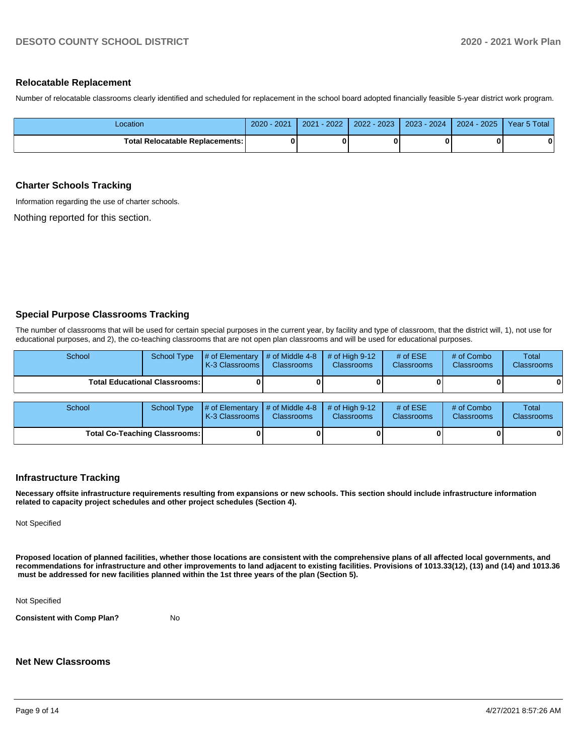## Relocatable Replacement

Number of relocatable classrooms clearly identified and scheduled for replacement in the school board adopted financially feasible 5-year district work program.

| Location | 2020 - 2021 | 2021 - 2022 | 2022 - 2023 | 2023 - 2024 | 2024 - 2025 | Year 5 Total |
|---|---|---|---|---|---|---|
| **Total Relocatable Replacements:** | **0** | **0** | **0** | **0** | **0** | **0** |

## Charter Schools Tracking

Information regarding the use of charter schools.

Nothing reported for this section.

## Special Purpose Classrooms Tracking

The number of classrooms that will be used for certain special purposes in the current year, by facility and type of classroom, that the district will, 1), not use for educational purposes, and 2), the co-teaching classrooms that are not open plan classrooms and will be used for educational purposes.

| School | School Type | # of Elementary K-3 Classrooms | # of Middle 4-8 Classrooms | # of High 9-12 Classrooms | # of ESE Classrooms | # of Combo Classrooms | Total Classrooms |
|---|---|---|---|---|---|---|---|
| **Total Educational Classrooms:** | | **0** | **0** | **0** | **0** | **0** | **0** |

| School | School Type | # of Elementary K-3 Classrooms | # of Middle 4-8 Classrooms | # of High 9-12 Classrooms | # of ESE Classrooms | # of Combo Classrooms | Total Classrooms |
|---|---|---|---|---|---|---|---|
| **Total Co-Teaching Classrooms:** | | **0** | **0** | **0** | **0** | **0** | **0** |

## Infrastructure Tracking

**Necessary offsite infrastructure requirements resulting from expansions or new schools. This section should include infrastructure information related to capacity project schedules and other project schedules (Section 4).**

Not Specified

**Proposed location of planned facilities, whether those locations are consistent with the comprehensive plans of all affected local governments, and recommendations for infrastructure and other improvements to land adjacent to existing facilities. Provisions of 1013.33(12), (13) and (14) and 1013.36 must be addressed for new facilities planned within the 1st three years of the plan (Section 5).**

Not Specified

**Consistent with Comp Plan?** No

## Net New Classrooms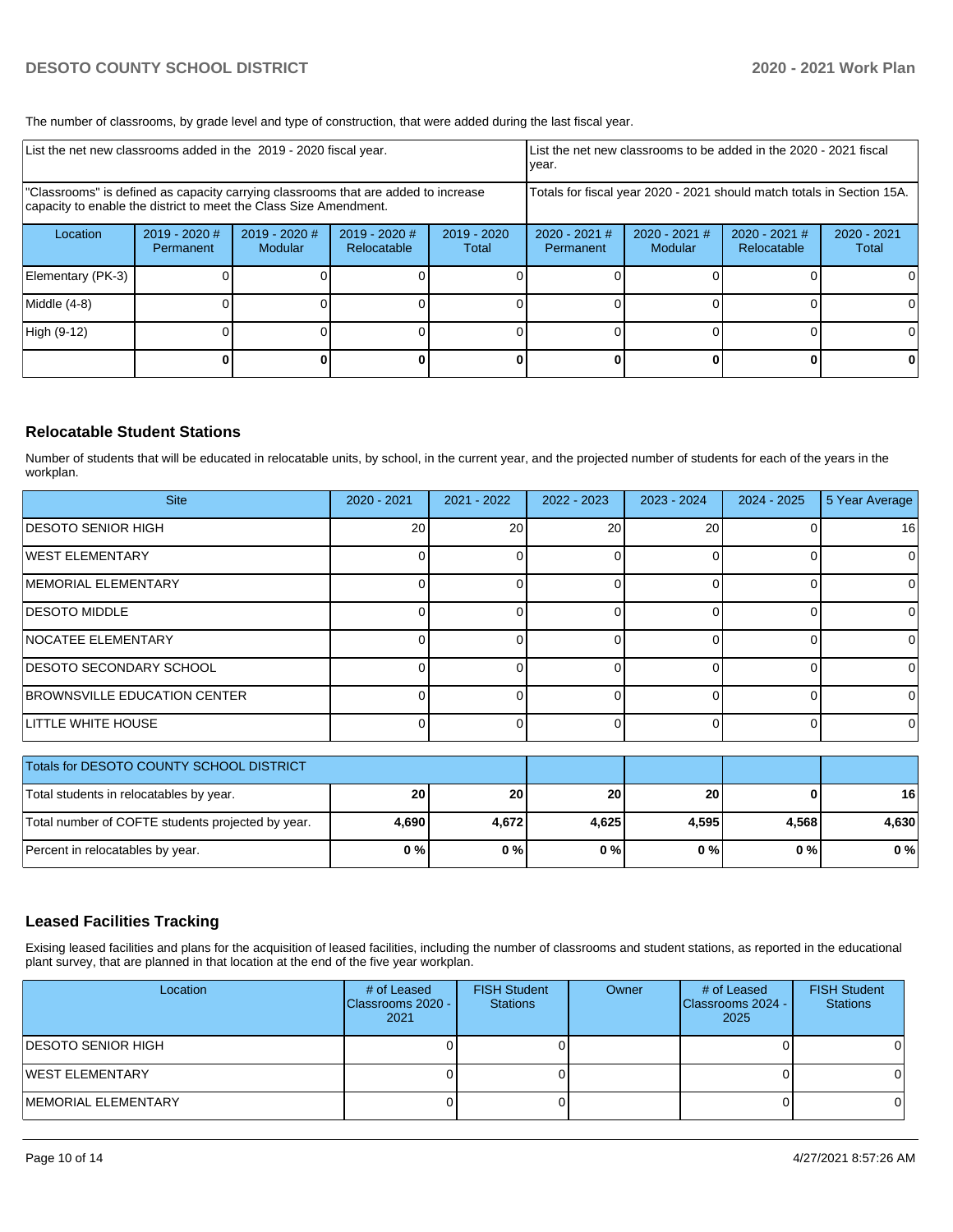The number of classrooms, by grade level and type of construction, that were added during the last fiscal year.

| List the net new classrooms added in the 2019 - 2020 fiscal year. | | | | | List the net new classrooms to be added in the 2020 - 2021 fiscal year. | | | |
|---|---|---|---|---|---|---|---|---|
| "Classrooms" is defined as capacity carrying classrooms that are added to increase capacity to enable the district to meet the Class Size Amendment. | | | | | Totals for fiscal year 2020 - 2021 should match totals in Section 15A. | | | |
| Location | 2019 - 2020 # Permanent | 2019 - 2020 # Modular | 2019 - 2020 # Relocatable | 2019 - 2020 Total | 2020 - 2021 # Permanent | 2020 - 2021 # Modular | 2020 - 2021 # Relocatable | 2020 - 2021 Total |
| Elementary (PK-3) | 0 | 0 | 0 | 0 | 0 | 0 | 0 | 0 |
| Middle (4-8) | 0 | 0 | 0 | 0 | 0 | 0 | 0 | 0 |
| High (9-12) | 0 | 0 | 0 | 0 | 0 | 0 | 0 | 0 |
| | **0** | **0** | **0** | **0** | **0** | **0** | **0** | **0** |

## Relocatable Student Stations

Number of students that will be educated in relocatable units, by school, in the current year, and the projected number of students for each of the years in the workplan.

| Site | 2020 - 2021 | 2021 - 2022 | 2022 - 2023 | 2023 - 2024 | 2024 - 2025 | 5 Year Average |
|---|---|---|---|---|---|---|
| DESOTO SENIOR HIGH | 20 | 20 | 20 | 20 | 0 | 16 |
| WEST ELEMENTARY | 0 | 0 | 0 | 0 | 0 | 0 |
| MEMORIAL ELEMENTARY | 0 | 0 | 0 | 0 | 0 | 0 |
| DESOTO MIDDLE | 0 | 0 | 0 | 0 | 0 | 0 |
| NOCATEE ELEMENTARY | 0 | 0 | 0 | 0 | 0 | 0 |
| DESOTO SECONDARY SCHOOL | 0 | 0 | 0 | 0 | 0 | 0 |
| BROWNSVILLE EDUCATION CENTER | 0 | 0 | 0 | 0 | 0 | 0 |
| LITTLE WHITE HOUSE | 0 | 0 | 0 | 0 | 0 | 0 |

| Totals for DESOTO COUNTY SCHOOL DISTRICT | | | | | | |
|---|---|---|---|---|---|---|
| Total students in relocatables by year. | **20** | **20** | **20** | **20** | **0** | **16** |
| Total number of COFTE students projected by year. | **4,690** | **4,672** | **4,625** | **4,595** | **4,568** | **4,630** |
| Percent in relocatables by year. | **0 %** | **0 %** | **0 %** | **0 %** | **0 %** | **0 %** |

## Leased Facilities Tracking

Exising leased facilities and plans for the acquisition of leased facilities, including the number of classrooms and student stations, as reported in the educational plant survey, that are planned in that location at the end of the five year workplan.

| Location | # of Leased Classrooms 2020 - 2021 | FISH Student Stations | Owner | # of Leased Classrooms 2024 - 2025 | FISH Student Stations |
|---|---|---|---|---|---|
| DESOTO SENIOR HIGH | 0 | 0 | | 0 | 0 |
| WEST ELEMENTARY | 0 | 0 | | 0 | 0 |
| MEMORIAL ELEMENTARY | 0 | 0 | | 0 | 0 |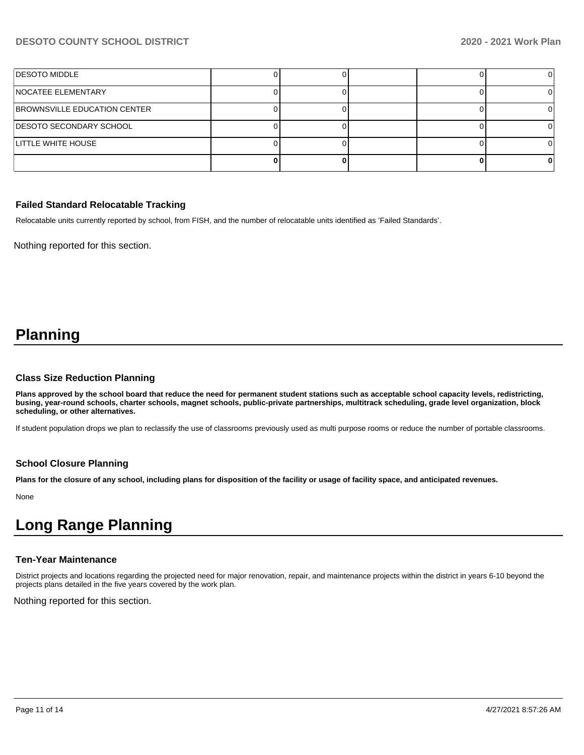| | | | | | |
|---|---|---|---|---|---|
| DESOTO MIDDLE | 0 | 0 | | 0 | 0 |
| NOCATEE ELEMENTARY | 0 | 0 | | 0 | 0 |
| BROWNSVILLE EDUCATION CENTER | 0 | 0 | | 0 | 0 |
| DESOTO SECONDARY SCHOOL | 0 | 0 | | 0 | 0 |
| LITTLE WHITE HOUSE | 0 | 0 | | 0 | 0 |
| | **0** | **0** | | **0** | **0** |

### Failed Standard Relocatable Tracking

Relocatable units currently reported by school, from FISH, and the number of relocatable units identified as 'Failed Standards'.

Nothing reported for this section.

# Planning

### Class Size Reduction Planning

**Plans approved by the school board that reduce the need for permanent student stations such as acceptable school capacity levels, redistricting, busing, year-round schools, charter schools, magnet schools, public-private partnerships, multitrack scheduling, grade level organization, block scheduling, or other alternatives.**

If student population drops we plan to reclassify the use of classrooms previously used as multi purpose rooms or reduce the number of portable classrooms.

### School Closure Planning

**Plans for the closure of any school, including plans for disposition of the facility or usage of facility space, and anticipated revenues.**

None

# Long Range Planning

### Ten-Year Maintenance

District projects and locations regarding the projected need for major renovation, repair, and maintenance projects within the district in years 6-10 beyond the projects plans detailed in the five years covered by the work plan.

Nothing reported for this section.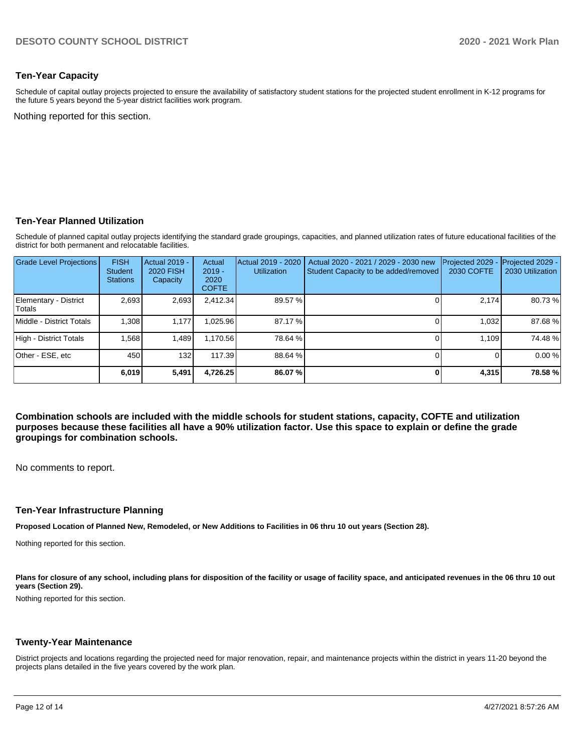## Ten-Year Capacity

Schedule of capital outlay projects projected to ensure the availability of satisfactory student stations for the projected student enrollment in K-12 programs for the future 5 years beyond the 5-year district facilities work program.

Nothing reported for this section.

## Ten-Year Planned Utilization

Schedule of planned capital outlay projects identifying the standard grade groupings, capacities, and planned utilization rates of future educational facilities of the district for both permanent and relocatable facilities.

| Grade Level Projections | FISH Student Stations | Actual 2019 - 2020 FISH Capacity | Actual 2019 - 2020 COFTE | Actual 2019 - 2020 Utilization | Actual 2020 - 2021 / 2029 - 2030 new Student Capacity to be added/removed | Projected 2029 - 2030 COFTE | Projected 2029 - 2030 Utilization |
|---|---|---|---|---|---|---|---|
| Elementary - District Totals | 2,693 | 2,693 | 2,412.34 | 89.57 % | 0 | 2,174 | 80.73 % |
| Middle - District Totals | 1,308 | 1,177 | 1,025.96 | 87.17 % | 0 | 1,032 | 87.68 % |
| High - District Totals | 1,568 | 1,489 | 1,170.56 | 78.64 % | 0 | 1,109 | 74.48 % |
| Other - ESE, etc | 450 | 132 | 117.39 | 88.64 % | 0 | 0 | 0.00 % |
| | **6,019** | **5,491** | **4,726.25** | **86.07 %** | **0** | **4,315** | **78.58 %** |

**Combination schools are included with the middle schools for student stations, capacity, COFTE and utilization purposes because these facilities all have a 90% utilization factor. Use this space to explain or define the grade groupings for combination schools.**

No comments to report.

## Ten-Year Infrastructure Planning

**Proposed Location of Planned New, Remodeled, or New Additions to Facilities in 06 thru 10 out years (Section 28).**

Nothing reported for this section.

**Plans for closure of any school, including plans for disposition of the facility or usage of facility space, and anticipated revenues in the 06 thru 10 out years (Section 29).**

Nothing reported for this section.

## Twenty-Year Maintenance

District projects and locations regarding the projected need for major renovation, repair, and maintenance projects within the district in years 11-20 beyond the projects plans detailed in the five years covered by the work plan.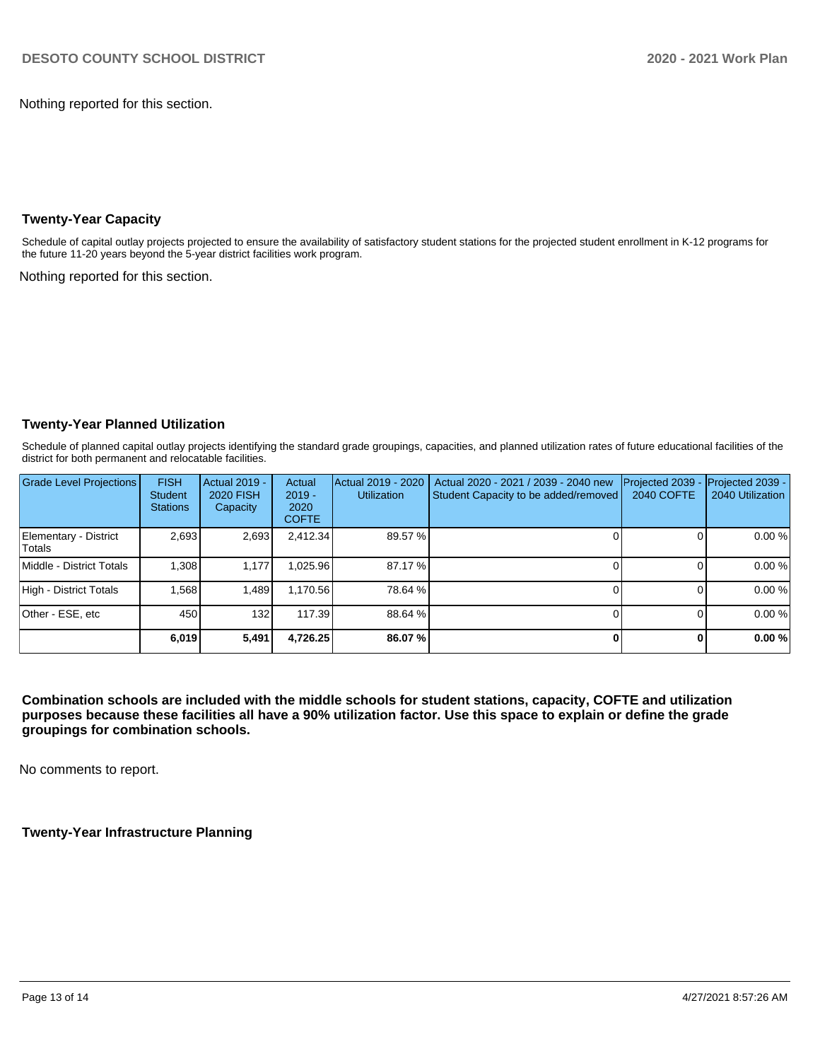Nothing reported for this section.

## Twenty-Year Capacity

Schedule of capital outlay projects projected to ensure the availability of satisfactory student stations for the projected student enrollment in K-12 programs for the future 11-20 years beyond the 5-year district facilities work program.

Nothing reported for this section.

## Twenty-Year Planned Utilization

Schedule of planned capital outlay projects identifying the standard grade groupings, capacities, and planned utilization rates of future educational facilities of the district for both permanent and relocatable facilities.

| Grade Level Projections | FISH Student Stations | Actual 2019 - 2020 FISH Capacity | Actual 2019 - 2020 COFTE | Actual 2019 - 2020 Utilization | Actual 2020 - 2021 / 2039 - 2040 new Student Capacity to be added/removed | Projected 2039 - 2040 COFTE | Projected 2039 - 2040 Utilization |
|---|---|---|---|---|---|---|---|
| Elementary - District Totals | 2,693 | 2,693 | 2,412.34 | 89.57 % | 0 | 0 | 0.00 % |
| Middle - District Totals | 1,308 | 1,177 | 1,025.96 | 87.17 % | 0 | 0 | 0.00 % |
| High - District Totals | 1,568 | 1,489 | 1,170.56 | 78.64 % | 0 | 0 | 0.00 % |
| Other - ESE, etc | 450 | 132 | 117.39 | 88.64 % | 0 | 0 | 0.00 % |
| | **6,019** | **5,491** | **4,726.25** | **86.07 %** | **0** | **0** | **0.00 %** |

**Combination schools are included with the middle schools for student stations, capacity, COFTE and utilization purposes because these facilities all have a 90% utilization factor. Use this space to explain or define the grade groupings for combination schools.**

No comments to report.

## Twenty-Year Infrastructure Planning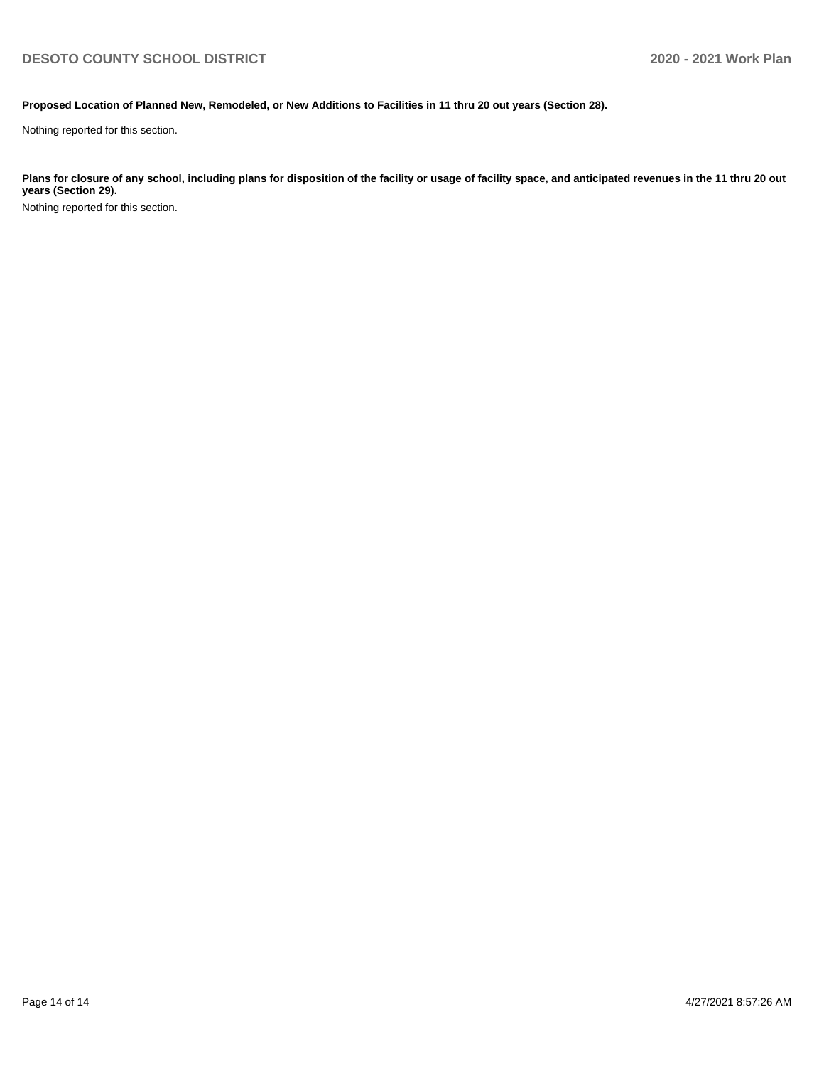**Proposed Location of Planned New, Remodeled, or New Additions to Facilities in 11 thru 20 out years (Section 28).**

Nothing reported for this section.

**Plans for closure of any school, including plans for disposition of the facility or usage of facility space, and anticipated revenues in the 11 thru 20 out years (Section 29).**

Nothing reported for this section.